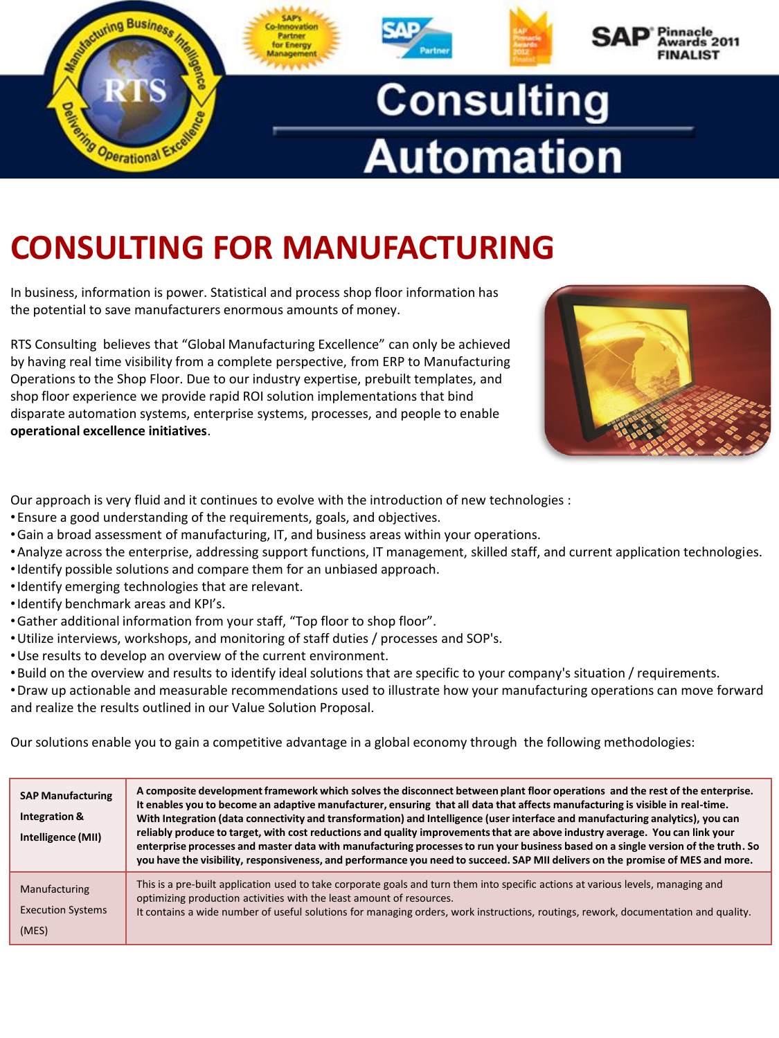# Consulting Automation

## CONSULTING FOR MANUFACTURING

In business, information is power. Statistical and process shop floor information has the potential to save manufacturers enormous amounts of money.

RTS Consulting believes that "Global Manufacturing Excellence" can only be achieved by having real time visibility from a complete perspective, from ERP to Manufacturing Operations to the Shop Floor. Due to our industry expertise, prebuilt templates, and shop floor experience we provide rapid ROI solution implementations that bind disparate automation systems, enterprise systems, processes, and people to enable **operational excellence initiatives**.

Our approach is very fluid and it continues to evolve with the introduction of new technologies :

- Ensure a good understanding of the requirements, goals, and objectives.
- Gain a broad assessment of manufacturing, IT, and business areas within your operations.
- Analyze across the enterprise, addressing support functions, IT management, skilled staff, and current application technologies.
- Identify possible solutions and compare them for an unbiased approach.
- Identify emerging technologies that are relevant.
- Identify benchmark areas and KPI's.
- Gather additional information from your staff, "Top floor to shop floor".
- Utilize interviews, workshops, and monitoring of staff duties / processes and SOP's.
- Use results to develop an overview of the current environment.
- Build on the overview and results to identify ideal solutions that are specific to your company's situation / requirements.
- Draw up actionable and measurable recommendations used to illustrate how your manufacturing operations can move forward and realize the results outlined in our Value Solution Proposal.

Our solutions enable you to gain a competitive advantage in a global economy through the following methodologies:

| | |
|---|---|
| **SAP Manufacturing Integration & Intelligence (MII)** | **A composite development framework which solves the disconnect between plant floor operations and the rest of the enterprise. It enables you to become an adaptive manufacturer, ensuring that all data that affects manufacturing is visible in real-time. With Integration (data connectivity and transformation) and Intelligence (user interface and manufacturing analytics), you can reliably produce to target, with cost reductions and quality improvements that are above industry average. You can link your enterprise processes and master data with manufacturing processes to run your business based on a single version of the truth. So you have the visibility, responsiveness, and performance you need to succeed. SAP MII delivers on the promise of MES and more.** |
| Manufacturing Execution Systems (MES) | This is a pre-built application used to take corporate goals and turn them into specific actions at various levels, managing and optimizing production activities with the least amount of resources. It contains a wide number of useful solutions for managing orders, work instructions, routings, rework, documentation and quality. |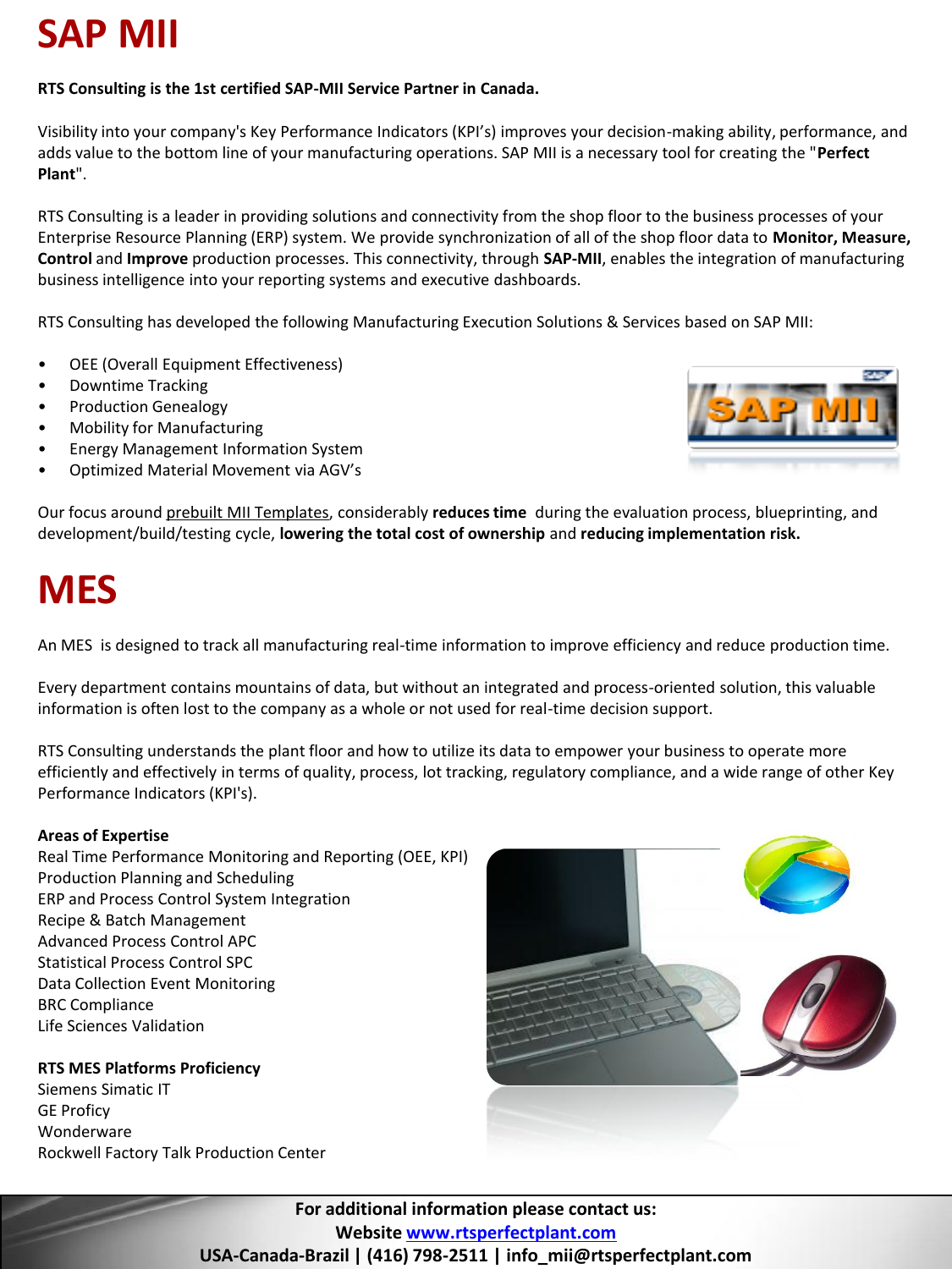# SAP MII

**RTS Consulting is the 1st certified SAP-MII Service Partner in Canada.**

Visibility into your company's Key Performance Indicators (KPI's) improves your decision-making ability, performance, and adds value to the bottom line of your manufacturing operations. SAP MII is a necessary tool for creating the "**Perfect Plant**".

RTS Consulting is a leader in providing solutions and connectivity from the shop floor to the business processes of your Enterprise Resource Planning (ERP) system. We provide synchronization of all of the shop floor data to **Monitor, Measure, Control** and **Improve** production processes. This connectivity, through **SAP-MII**, enables the integration of manufacturing business intelligence into your reporting systems and executive dashboards.

RTS Consulting has developed the following Manufacturing Execution Solutions & Services based on SAP MII:

- OEE (Overall Equipment Effectiveness)
- Downtime Tracking
- Production Genealogy
- Mobility for Manufacturing
- Energy Management Information System
- Optimized Material Movement via AGV's

Our focus around prebuilt MII Templates, considerably **reduces time** during the evaluation process, blueprinting, and development/build/testing cycle, **lowering the total cost of ownership** and **reducing implementation risk.**

# MES

An MES is designed to track all manufacturing real-time information to improve efficiency and reduce production time.

Every department contains mountains of data, but without an integrated and process-oriented solution, this valuable information is often lost to the company as a whole or not used for real-time decision support.

RTS Consulting understands the plant floor and how to utilize its data to empower your business to operate more efficiently and effectively in terms of quality, process, lot tracking, regulatory compliance, and a wide range of other Key Performance Indicators (KPI's).

**Areas of Expertise**
Real Time Performance Monitoring and Reporting (OEE, KPI)
Production Planning and Scheduling
ERP and Process Control System Integration
Recipe & Batch Management
Advanced Process Control APC
Statistical Process Control SPC
Data Collection Event Monitoring
BRC Compliance
Life Sciences Validation

**RTS MES Platforms Proficiency**
Siemens Simatic IT
GE Proficy
Wonderware
Rockwell Factory Talk Production Center

**For additional information please contact us:**
**Website www.rtsperfectplant.com**
**USA-Canada-Brazil | (416) 798-2511 | info_mii@rtsperfectplant.com**